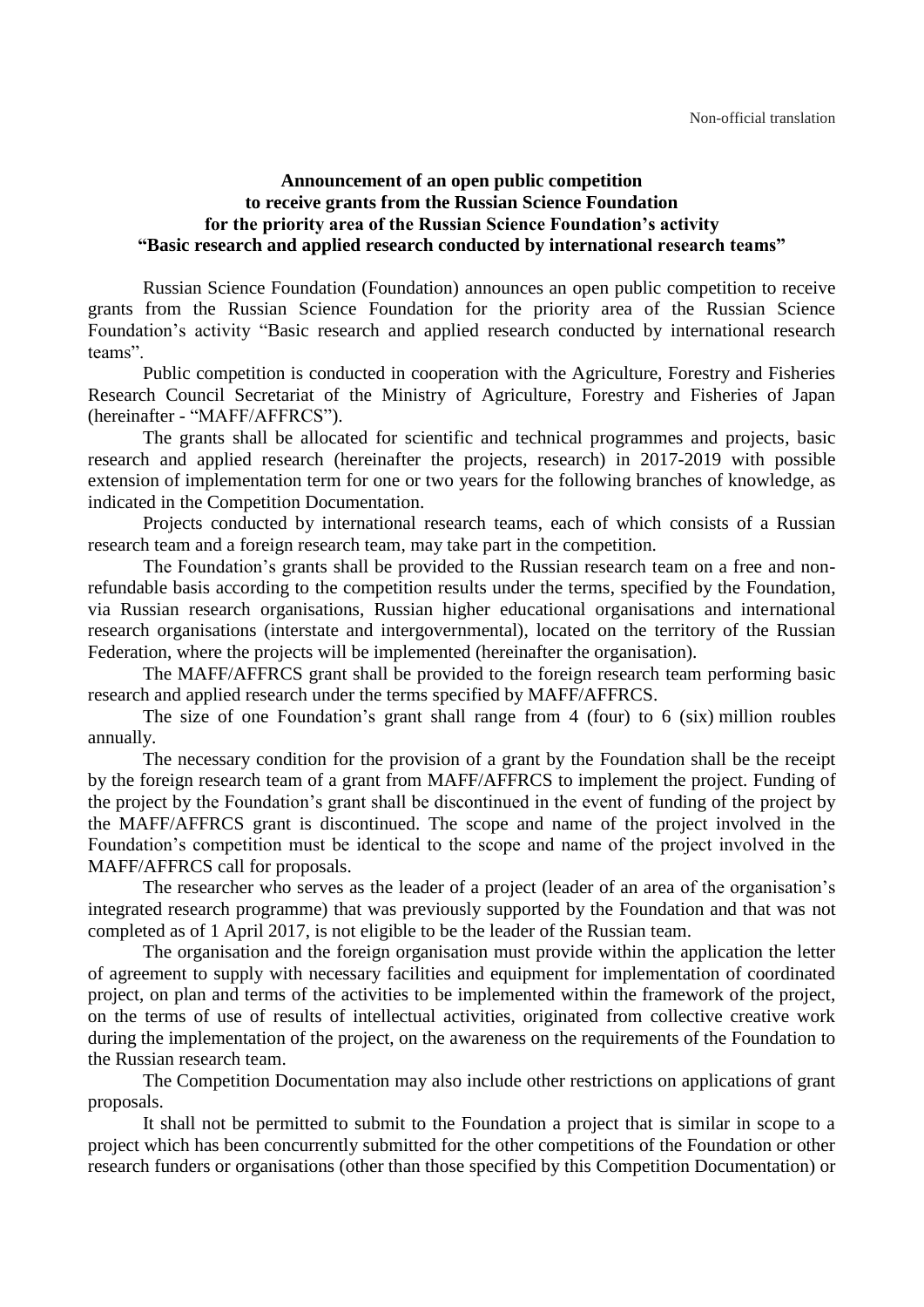Non-official translation

**Announcement of an open public competition to receive grants from the Russian Science Foundation for the priority area of the Russian Science Foundation's activity "Basic research and applied research conducted by international research teams"**

Russian Science Foundation (Foundation) announces an open public competition to receive grants from the Russian Science Foundation for the priority area of the Russian Science Foundation's activity "Basic research and applied research conducted by international research teams".

Public competition is conducted in cooperation with the Agriculture, Forestry and Fisheries Research Council Secretariat of the Ministry of Agriculture, Forestry and Fisheries of Japan (hereinafter - "MAFF/AFFRCS").

The grants shall be allocated for scientific and technical programmes and projects, basic research and applied research (hereinafter the projects, research) in 2017-2019 with possible extension of implementation term for one or two years for the following branches of knowledge, as indicated in the Competition Documentation.

Projects conducted by international research teams, each of which consists of a Russian research team and a foreign research team, may take part in the competition.

The Foundation's grants shall be provided to the Russian research team on a free and non-refundable basis according to the competition results under the terms, specified by the Foundation, via Russian research organisations, Russian higher educational organisations and international research organisations (interstate and intergovernmental), located on the territory of the Russian Federation, where the projects will be implemented (hereinafter the organisation).

The MAFF/AFFRCS grant shall be provided to the foreign research team performing basic research and applied research under the terms specified by MAFF/AFFRCS.

The size of one Foundation's grant shall range from 4 (four) to 6 (six) million roubles annually.

The necessary condition for the provision of a grant by the Foundation shall be the receipt by the foreign research team of a grant from MAFF/AFFRCS to implement the project. Funding of the project by the Foundation's grant shall be discontinued in the event of funding of the project by the MAFF/AFFRCS grant is discontinued. The scope and name of the project involved in the Foundation's competition must be identical to the scope and name of the project involved in the MAFF/AFFRCS call for proposals.

The researcher who serves as the leader of a project (leader of an area of the organisation's integrated research programme) that was previously supported by the Foundation and that was not completed as of 1 April 2017, is not eligible to be the leader of the Russian team.

The organisation and the foreign organisation must provide within the application the letter of agreement to supply with necessary facilities and equipment for implementation of coordinated project, on plan and terms of the activities to be implemented within the framework of the project, on the terms of use of results of intellectual activities, originated from collective creative work during the implementation of the project, on the awareness on the requirements of the Foundation to the Russian research team.

The Competition Documentation may also include other restrictions on applications of grant proposals.

It shall not be permitted to submit to the Foundation a project that is similar in scope to a project which has been concurrently submitted for the other competitions of the Foundation or other research funders or organisations (other than those specified by this Competition Documentation) or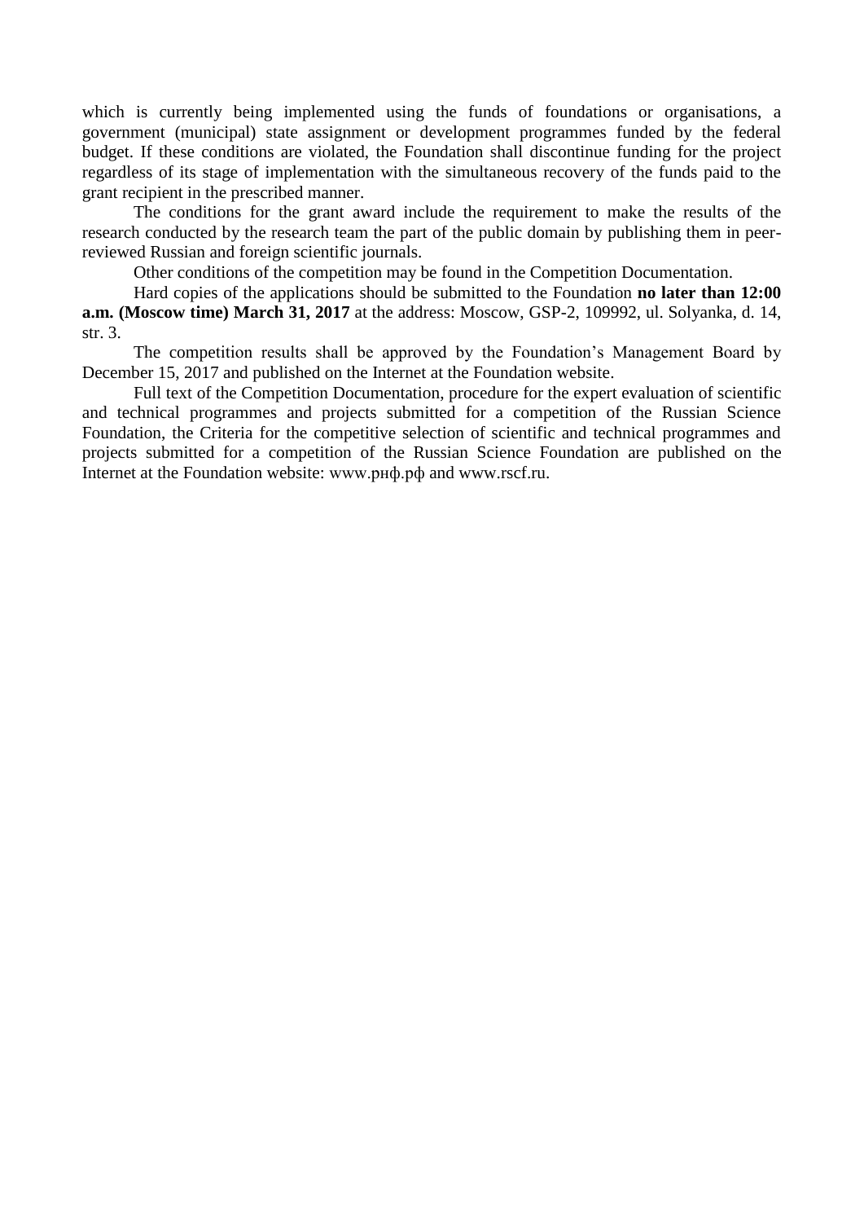which is currently being implemented using the funds of foundations or organisations, a government (municipal) state assignment or development programmes funded by the federal budget. If these conditions are violated, the Foundation shall discontinue funding for the project regardless of its stage of implementation with the simultaneous recovery of the funds paid to the grant recipient in the prescribed manner.

The conditions for the grant award include the requirement to make the results of the research conducted by the research team the part of the public domain by publishing them in peer-reviewed Russian and foreign scientific journals.

Other conditions of the competition may be found in the Competition Documentation.

Hard copies of the applications should be submitted to the Foundation **no later than 12:00 a.m. (Moscow time) March 31, 2017** at the address: Moscow, GSP-2, 109992, ul. Solyanka, d. 14, str. 3.

The competition results shall be approved by the Foundation's Management Board by December 15, 2017 and published on the Internet at the Foundation website.

Full text of the Competition Documentation, procedure for the expert evaluation of scientific and technical programmes and projects submitted for a competition of the Russian Science Foundation, the Criteria for the competitive selection of scientific and technical programmes and projects submitted for a competition of the Russian Science Foundation are published on the Internet at the Foundation website: www.рнф.рф and www.rscf.ru.